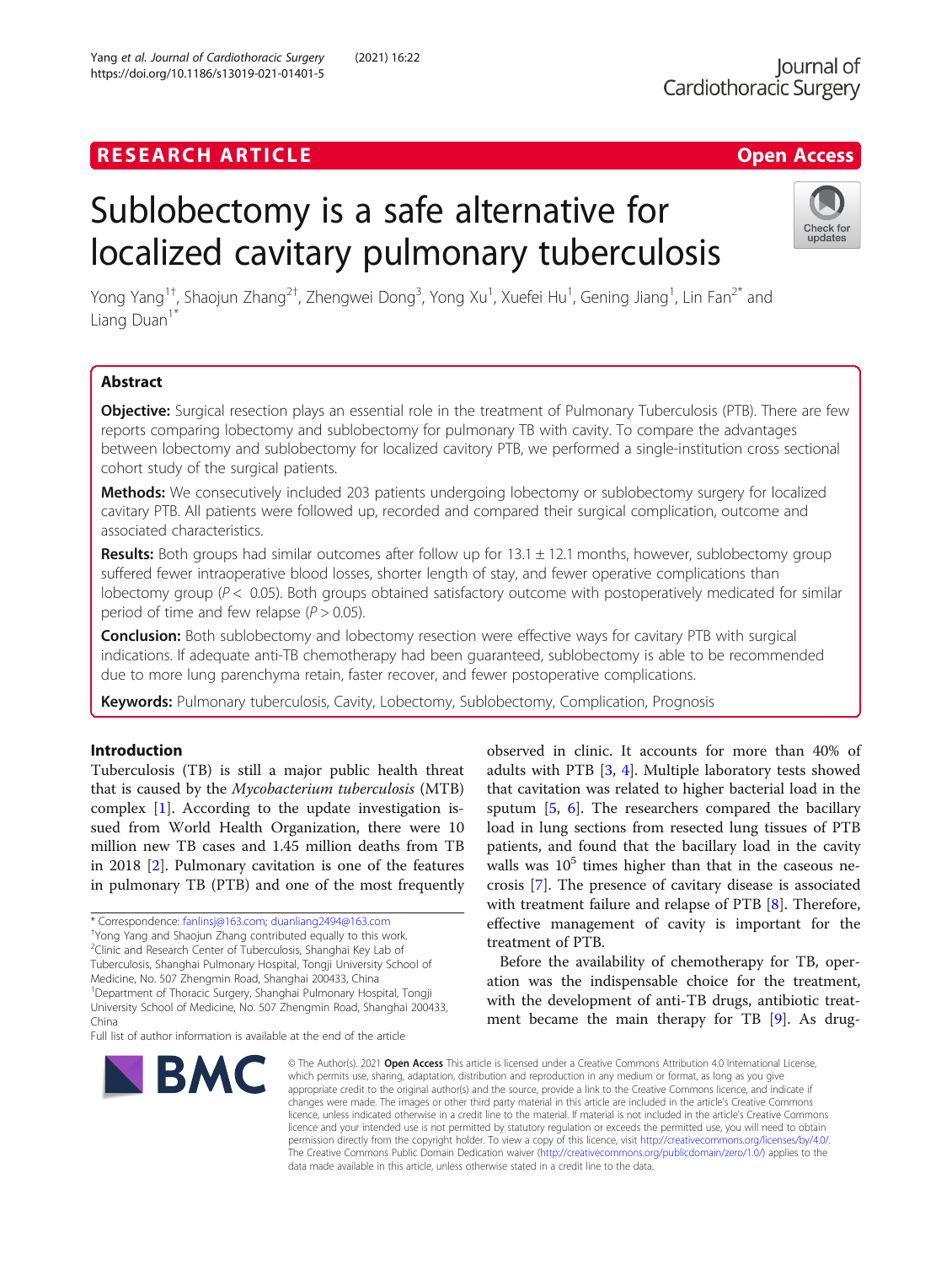RESEARCH ARTICLE

Open Access

# Sublobectomy is a safe alternative for localized cavitary pulmonary tuberculosis

Yong Yang[1†], Shaojun Zhang[2†], Zhengwei Dong[3], Yong Xu[1], Xuefei Hu[1], Gening Jiang[1], Lin Fan[2*] and Liang Duan[1*]

## Abstract

**Objective:** Surgical resection plays an essential role in the treatment of Pulmonary Tuberculosis (PTB). There are few reports comparing lobectomy and sublobectomy for pulmonary TB with cavity. To compare the advantages between lobectomy and sublobectomy for localized cavitory PTB, we performed a single-institution cross sectional cohort study of the surgical patients.

**Methods:** We consecutively included 203 patients undergoing lobectomy or sublobectomy surgery for localized cavitary PTB. All patients were followed up, recorded and compared their surgical complication, outcome and associated characteristics.

**Results:** Both groups had similar outcomes after follow up for 13.1 ± 12.1 months, however, sublobectomy group suffered fewer intraoperative blood losses, shorter length of stay, and fewer operative complications than lobectomy group ($P < 0.05$). Both groups obtained satisfactory outcome with postoperatively medicated for similar period of time and few relapse ($P > 0.05$).

**Conclusion:** Both sublobectomy and lobectomy resection were effective ways for cavitary PTB with surgical indications. If adequate anti-TB chemotherapy had been guaranteed, sublobectomy is able to be recommended due to more lung parenchyma retain, faster recover, and fewer postoperative complications.

**Keywords:** Pulmonary tuberculosis, Cavity, Lobectomy, Sublobectomy, Complication, Prognosis

## Introduction

Tuberculosis (TB) is still a major public health threat that is caused by the *Mycobacterium tuberculosis* (MTB) complex [1]. According to the update investigation issued from World Health Organization, there were 10 million new TB cases and 1.45 million deaths from TB in 2018 [2]. Pulmonary cavitation is one of the features in pulmonary TB (PTB) and one of the most frequently observed in clinic. It accounts for more than 40% of adults with PTB [3, 4]. Multiple laboratory tests showed that cavitation was related to higher bacterial load in the sputum [5, 6]. The researchers compared the bacillary load in lung sections from resected lung tissues of PTB patients, and found that the bacillary load in the cavity walls was $10^5$ times higher than that in the caseous necrosis [7]. The presence of cavitary disease is associated with treatment failure and relapse of PTB [8]. Therefore, effective management of cavity is important for the treatment of PTB.

Before the availability of chemotherapy for TB, operation was the indispensable choice for the treatment, with the development of anti-TB drugs, antibiotic treatment became the main therapy for TB [9]. As drug-

\* Correspondence: fanlinsj@163.com; duanliang2494@163.com

†Yong Yang and Shaojun Zhang contributed equally to this work.

[2]Clinic and Research Center of Tuberculosis, Shanghai Key Lab of Tuberculosis, Shanghai Pulmonary Hospital, Tongji University School of Medicine, No. 507 Zhengmin Road, Shanghai 200433, China

[1]Department of Thoracic Surgery, Shanghai Pulmonary Hospital, Tongji University School of Medicine, No. 507 Zhengmin Road, Shanghai 200433, China

Full list of author information is available at the end of the article

© The Author(s). 2021 **Open Access** This article is licensed under a Creative Commons Attribution 4.0 International License, which permits use, sharing, adaptation, distribution and reproduction in any medium or format, as long as you give appropriate credit to the original author(s) and the source, provide a link to the Creative Commons licence, and indicate if changes were made. The images or other third party material in this article are included in the article's Creative Commons licence, unless indicated otherwise in a credit line to the material. If material is not included in the article's Creative Commons licence and your intended use is not permitted by statutory regulation or exceeds the permitted use, you will need to obtain permission directly from the copyright holder. To view a copy of this licence, visit http://creativecommons.org/licenses/by/4.0/. The Creative Commons Public Domain Dedication waiver (http://creativecommons.org/publicdomain/zero/1.0/) applies to the data made available in this article, unless otherwise stated in a credit line to the data.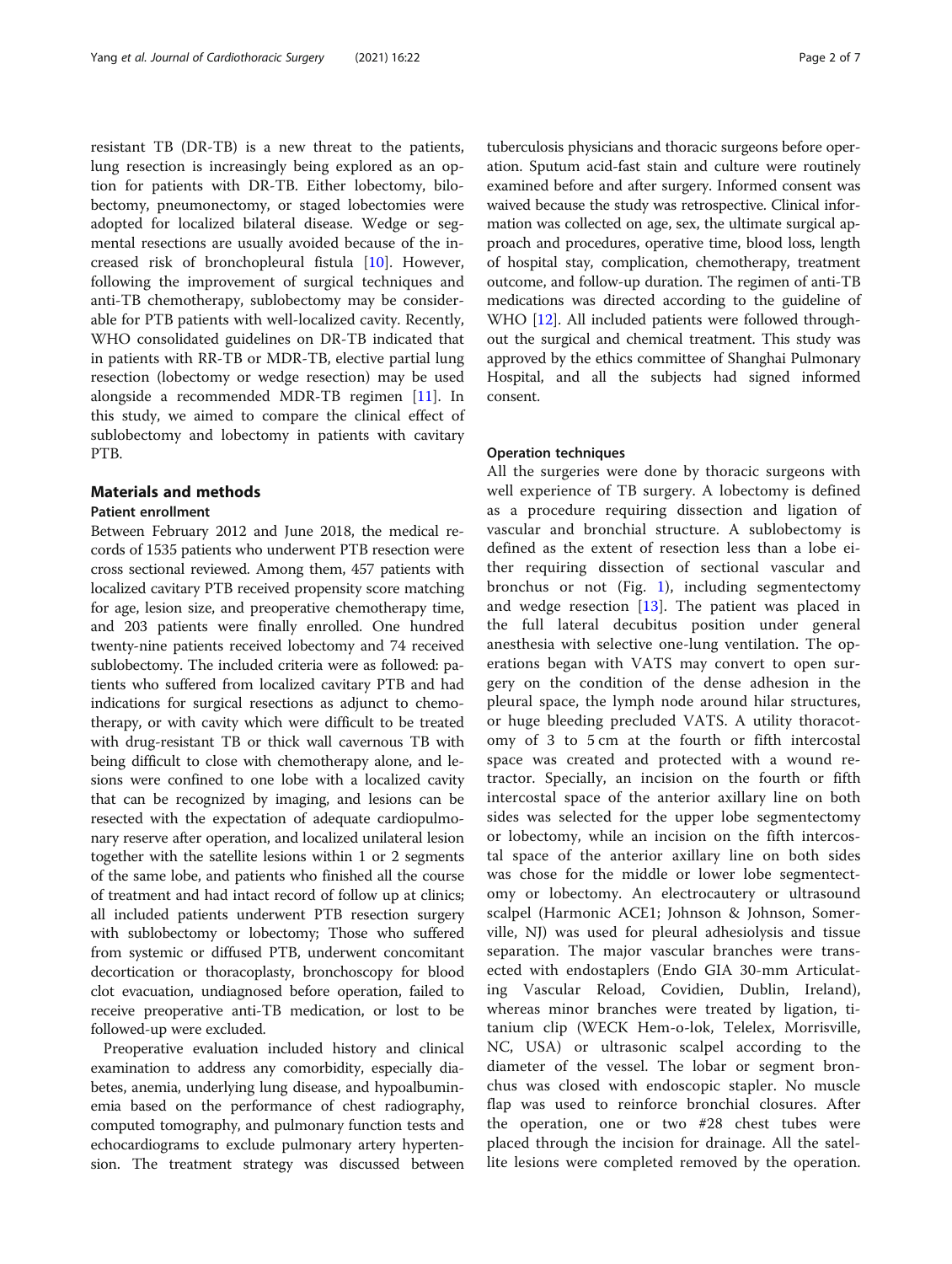resistant TB (DR-TB) is a new threat to the patients, lung resection is increasingly being explored as an option for patients with DR-TB. Either lobectomy, bilobectomy, pneumonectomy, or staged lobectomies were adopted for localized bilateral disease. Wedge or segmental resections are usually avoided because of the increased risk of bronchopleural fistula [10]. However, following the improvement of surgical techniques and anti-TB chemotherapy, sublobectomy may be considerable for PTB patients with well-localized cavity. Recently, WHO consolidated guidelines on DR-TB indicated that in patients with RR-TB or MDR-TB, elective partial lung resection (lobectomy or wedge resection) may be used alongside a recommended MDR-TB regimen [11]. In this study, we aimed to compare the clinical effect of sublobectomy and lobectomy in patients with cavitary PTB.

## Materials and methods

### Patient enrollment

Between February 2012 and June 2018, the medical records of 1535 patients who underwent PTB resection were cross sectional reviewed. Among them, 457 patients with localized cavitary PTB received propensity score matching for age, lesion size, and preoperative chemotherapy time, and 203 patients were finally enrolled. One hundred twenty-nine patients received lobectomy and 74 received sublobectomy. The included criteria were as followed: patients who suffered from localized cavitary PTB and had indications for surgical resections as adjunct to chemotherapy, or with cavity which were difficult to be treated with drug-resistant TB or thick wall cavernous TB with being difficult to close with chemotherapy alone, and lesions were confined to one lobe with a localized cavity that can be recognized by imaging, and lesions can be resected with the expectation of adequate cardiopulmonary reserve after operation, and localized unilateral lesion together with the satellite lesions within 1 or 2 segments of the same lobe, and patients who finished all the course of treatment and had intact record of follow up at clinics; all included patients underwent PTB resection surgery with sublobectomy or lobectomy; Those who suffered from systemic or diffused PTB, underwent concomitant decortication or thoracoplasty, bronchoscopy for blood clot evacuation, undiagnosed before operation, failed to receive preoperative anti-TB medication, or lost to be followed-up were excluded.

Preoperative evaluation included history and clinical examination to address any comorbidity, especially diabetes, anemia, underlying lung disease, and hypoalbuminemia based on the performance of chest radiography, computed tomography, and pulmonary function tests and echocardiograms to exclude pulmonary artery hypertension. The treatment strategy was discussed between tuberculosis physicians and thoracic surgeons before operation. Sputum acid-fast stain and culture were routinely examined before and after surgery. Informed consent was waived because the study was retrospective. Clinical information was collected on age, sex, the ultimate surgical approach and procedures, operative time, blood loss, length of hospital stay, complication, chemotherapy, treatment outcome, and follow-up duration. The regimen of anti-TB medications was directed according to the guideline of WHO [12]. All included patients were followed throughout the surgical and chemical treatment. This study was approved by the ethics committee of Shanghai Pulmonary Hospital, and all the subjects had signed informed consent.

### Operation techniques

All the surgeries were done by thoracic surgeons with well experience of TB surgery. A lobectomy is defined as a procedure requiring dissection and ligation of vascular and bronchial structure. A sublobectomy is defined as the extent of resection less than a lobe either requiring dissection of sectional vascular and bronchus or not (Fig. 1), including segmentectomy and wedge resection [13]. The patient was placed in the full lateral decubitus position under general anesthesia with selective one-lung ventilation. The operations began with VATS may convert to open surgery on the condition of the dense adhesion in the pleural space, the lymph node around hilar structures, or huge bleeding precluded VATS. A utility thoracotomy of 3 to 5 cm at the fourth or fifth intercostal space was created and protected with a wound retractor. Specially, an incision on the fourth or fifth intercostal space of the anterior axillary line on both sides was selected for the upper lobe segmentectomy or lobectomy, while an incision on the fifth intercostal space of the anterior axillary line on both sides was chose for the middle or lower lobe segmentectomy or lobectomy. An electrocautery or ultrasound scalpel (Harmonic ACE1; Johnson & Johnson, Somerville, NJ) was used for pleural adhesiolysis and tissue separation. The major vascular branches were transected with endostaplers (Endo GIA 30-mm Articulating Vascular Reload, Covidien, Dublin, Ireland), whereas minor branches were treated by ligation, titanium clip (WECK Hem-o-lok, Telelex, Morrisville, NC, USA) or ultrasonic scalpel according to the diameter of the vessel. The lobar or segment bronchus was closed with endoscopic stapler. No muscle flap was used to reinforce bronchial closures. After the operation, one or two #28 chest tubes were placed through the incision for drainage. All the satellite lesions were completed removed by the operation.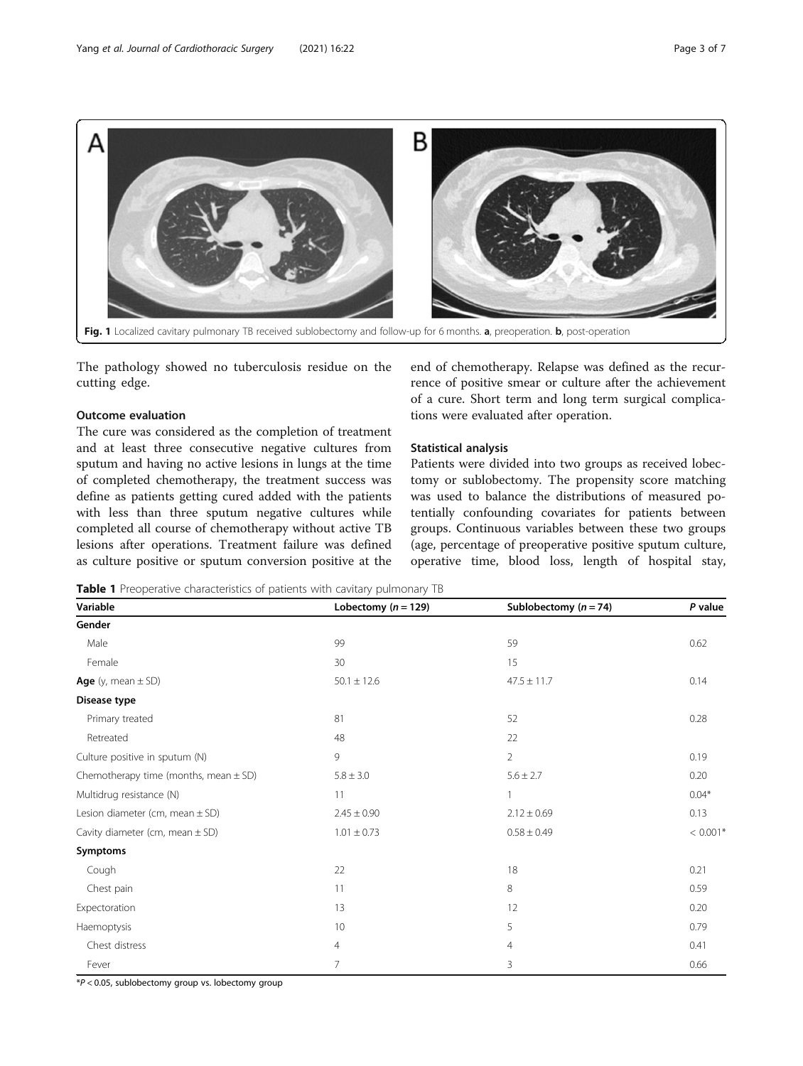Fig. 1 Localized cavitary pulmonary TB received sublobectomy and follow-up for 6 months. **a**, preoperation. **b**, post-operation

The pathology showed no tuberculosis residue on the cutting edge.

### Outcome evaluation

The cure was considered as the completion of treatment and at least three consecutive negative cultures from sputum and having no active lesions in lungs at the time of completed chemotherapy, the treatment success was define as patients getting cured added with the patients with less than three sputum negative cultures while completed all course of chemotherapy without active TB lesions after operations. Treatment failure was defined as culture positive or sputum conversion positive at the end of chemotherapy. Relapse was defined as the recurrence of positive smear or culture after the achievement of a cure. Short term and long term surgical complications were evaluated after operation.

### Statistical analysis

Patients were divided into two groups as received lobectomy or sublobectomy. The propensity score matching was used to balance the distributions of measured potentially confounding covariates for patients between groups. Continuous variables between these two groups (age, percentage of preoperative positive sputum culture, operative time, blood loss, length of hospital stay,

**Table 1** Preoperative characteristics of patients with cavitary pulmonary TB

| Variable | Lobectomy ($n = 129$) | Sublobectomy ($n = 74$) | *P* value |
|---|---|---|---|
| **Gender** | | | |
| Male | 99 | 59 | 0.62 |
| Female | 30 | 15 | |
| **Age** (y, mean ± SD) | 50.1 ± 12.6 | 47.5 ± 11.7 | 0.14 |
| **Disease type** | | | |
| Primary treated | 81 | 52 | 0.28 |
| Retreated | 48 | 22 | |
| Culture positive in sputum (N) | 9 | 2 | 0.19 |
| Chemotherapy time (months, mean ± SD) | 5.8 ± 3.0 | 5.6 ± 2.7 | 0.20 |
| Multidrug resistance (N) | 11 | 1 | 0.04* |
| Lesion diameter (cm, mean ± SD) | 2.45 ± 0.90 | 2.12 ± 0.69 | 0.13 |
| Cavity diameter (cm, mean ± SD) | 1.01 ± 0.73 | 0.58 ± 0.49 | < 0.001* |
| **Symptoms** | | | |
| Cough | 22 | 18 | 0.21 |
| Chest pain | 11 | 8 | 0.59 |
| Expectoration | 13 | 12 | 0.20 |
| Haemoptysis | 10 | 5 | 0.79 |
| Chest distress | 4 | 4 | 0.41 |
| Fever | 7 | 3 | 0.66 |

*$P < 0.05$, sublobectomy group vs. lobectomy group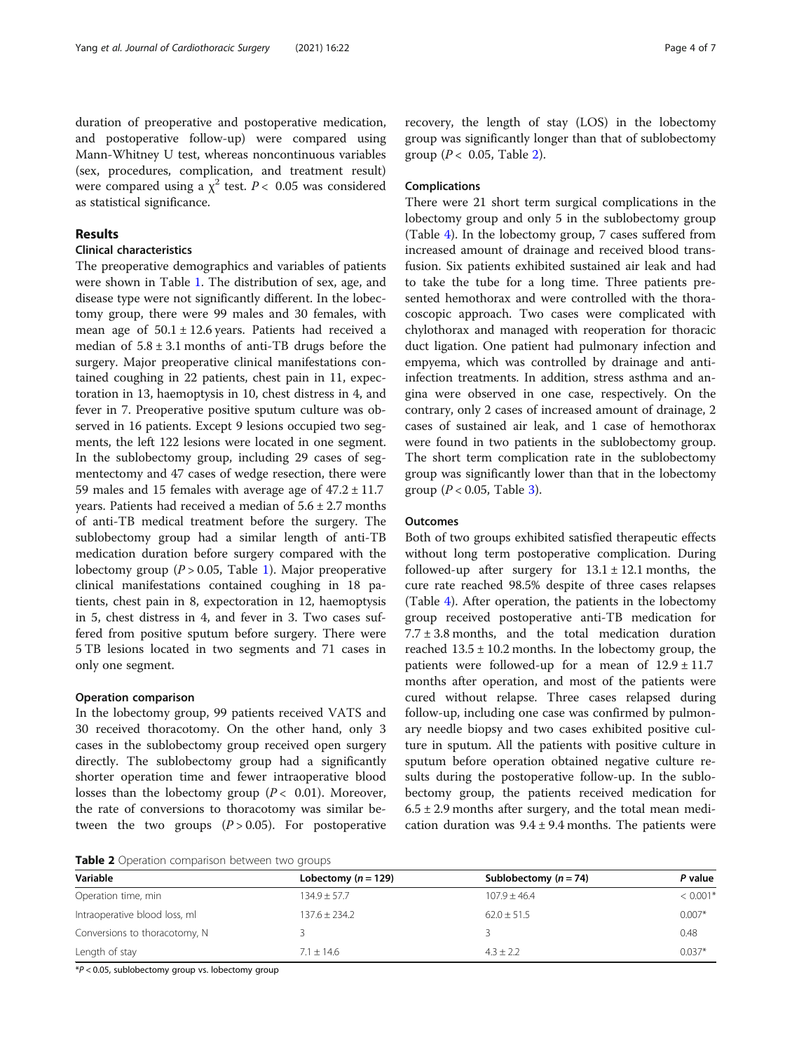duration of preoperative and postoperative medication, and postoperative follow-up) were compared using Mann-Whitney U test, whereas noncontinuous variables (sex, procedures, complication, and treatment result) were compared using a $\chi^2$ test. $P < 0.05$ was considered as statistical significance.

## Results

### Clinical characteristics

The preoperative demographics and variables of patients were shown in Table 1. The distribution of sex, age, and disease type were not significantly different. In the lobectomy group, there were 99 males and 30 females, with mean age of $50.1 \pm 12.6$ years. Patients had received a median of $5.8 \pm 3.1$ months of anti-TB drugs before the surgery. Major preoperative clinical manifestations contained coughing in 22 patients, chest pain in 11, expectoration in 13, haemoptysis in 10, chest distress in 4, and fever in 7. Preoperative positive sputum culture was observed in 16 patients. Except 9 lesions occupied two segments, the left 122 lesions were located in one segment. In the sublobectomy group, including 29 cases of segmentectomy and 47 cases of wedge resection, there were 59 males and 15 females with average age of $47.2 \pm 11.7$ years. Patients had received a median of $5.6 \pm 2.7$ months of anti-TB medical treatment before the surgery. The sublobectomy group had a similar length of anti-TB medication duration before surgery compared with the lobectomy group ($P > 0.05$, Table 1). Major preoperative clinical manifestations contained coughing in 18 patients, chest pain in 8, expectoration in 12, haemoptysis in 5, chest distress in 4, and fever in 3. Two cases suffered from positive sputum before surgery. There were 5 TB lesions located in two segments and 71 cases in only one segment.

### Operation comparison

In the lobectomy group, 99 patients received VATS and 30 received thoracotomy. On the other hand, only 3 cases in the sublobectomy group received open surgery directly. The sublobectomy group had a significantly shorter operation time and fewer intraoperative blood losses than the lobectomy group ($P < 0.01$). Moreover, the rate of conversions to thoracotomy was similar between the two groups ($P > 0.05$). For postoperative recovery, the length of stay (LOS) in the lobectomy group was significantly longer than that of sublobectomy group ($P < 0.05$, Table 2).

### Complications

There were 21 short term surgical complications in the lobectomy group and only 5 in the sublobectomy group (Table 4). In the lobectomy group, 7 cases suffered from increased amount of drainage and received blood transfusion. Six patients exhibited sustained air leak and had to take the tube for a long time. Three patients presented hemothorax and were controlled with the thoracoscopic approach. Two cases were complicated with chylothorax and managed with reoperation for thoracic duct ligation. One patient had pulmonary infection and empyema, which was controlled by drainage and anti-infection treatments. In addition, stress asthma and angina were observed in one case, respectively. On the contrary, only 2 cases of increased amount of drainage, 2 cases of sustained air leak, and 1 case of hemothorax were found in two patients in the sublobectomy group. The short term complication rate in the sublobectomy group was significantly lower than that in the lobectomy group ($P < 0.05$, Table 3).

### Outcomes

Both of two groups exhibited satisfied therapeutic effects without long term postoperative complication. During followed-up after surgery for $13.1 \pm 12.1$ months, the cure rate reached 98.5% despite of three cases relapses (Table 4). After operation, the patients in the lobectomy group received postoperative anti-TB medication for $7.7 \pm 3.8$ months, and the total medication duration reached $13.5 \pm 10.2$ months. In the lobectomy group, the patients were followed-up for a mean of $12.9 \pm 11.7$ months after operation, and most of the patients were cured without relapse. Three cases relapsed during follow-up, including one case was confirmed by pulmonary needle biopsy and two cases exhibited positive culture in sputum. All the patients with positive culture in sputum before operation obtained negative culture results during the postoperative follow-up. In the sublobectomy group, the patients received medication for $6.5 \pm 2.9$ months after surgery, and the total mean medication duration was $9.4 \pm 9.4$ months. The patients were

**Table 2** Operation comparison between two groups

| Variable | Lobectomy ($n = 129$) | Sublobectomy ($n = 74$) | $P$ value |
| --- | --- | --- | --- |
| Operation time, min | $134.9 \pm 57.7$ | $107.9 \pm 46.4$ | $< 0.001$* |
| Intraoperative blood loss, ml | $137.6 \pm 234.2$ | $62.0 \pm 51.5$ | 0.007* |
| Conversions to thoracotomy, N | 3 | 3 | 0.48 |
| Length of stay | $7.1 \pm 14.6$ | $4.3 \pm 2.2$ | 0.037* |

*$P < 0.05$, sublobectomy group vs. lobectomy group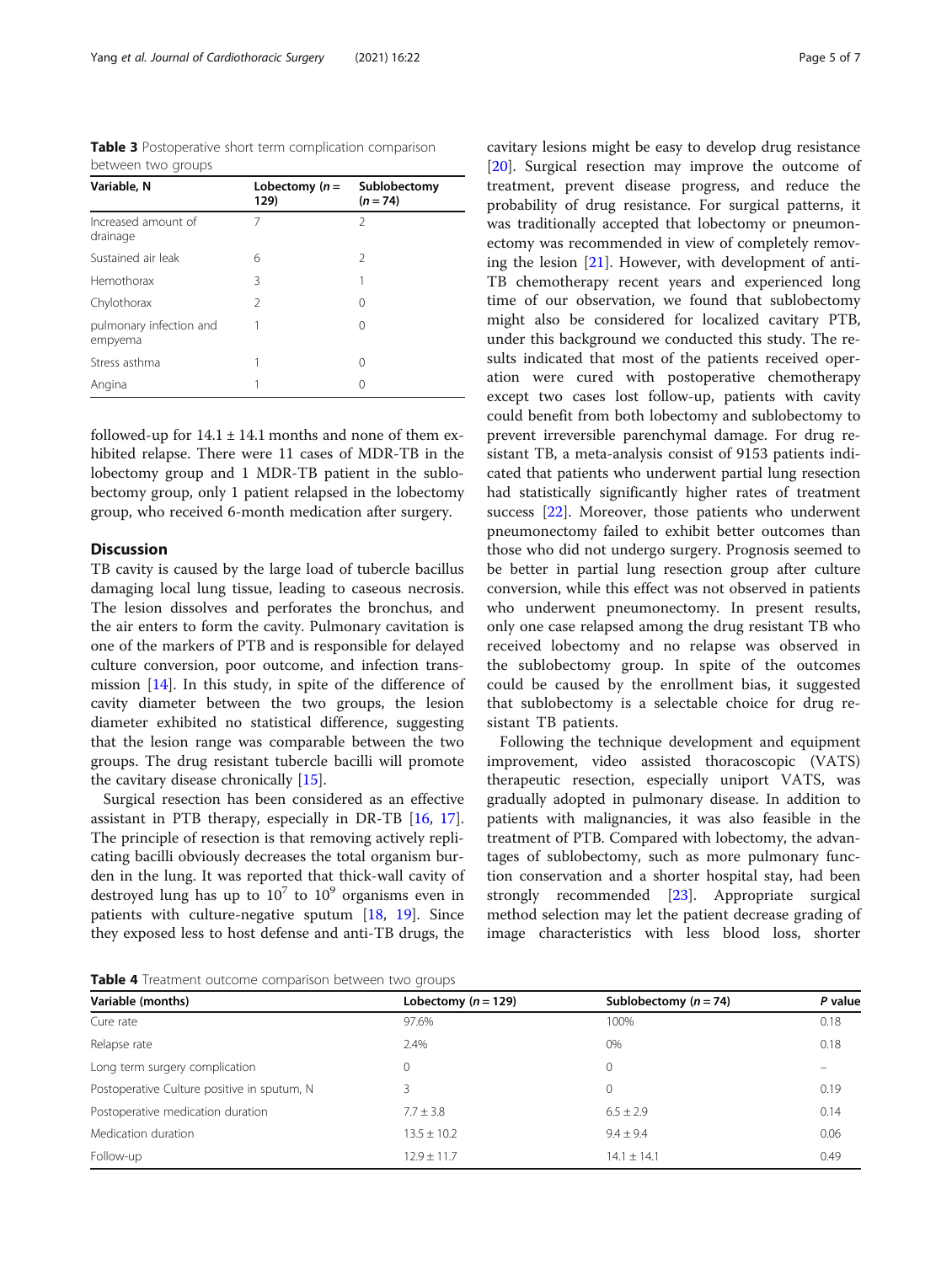**Table 3** Postoperative short term complication comparison between two groups

| Variable, N | Lobectomy ($n$ = 129) | Sublobectomy ($n$ = 74) |
|---|---|---|
| Increased amount of drainage | 7 | 2 |
| Sustained air leak | 6 | 2 |
| Hemothorax | 3 | 1 |
| Chylothorax | 2 | 0 |
| pulmonary infection and empyema | 1 | 0 |
| Stress asthma | 1 | 0 |
| Angina | 1 | 0 |

followed-up for 14.1 ± 14.1 months and none of them exhibited relapse. There were 11 cases of MDR-TB in the lobectomy group and 1 MDR-TB patient in the sublobectomy group, only 1 patient relapsed in the lobectomy group, who received 6-month medication after surgery.

## Discussion

TB cavity is caused by the large load of tubercle bacillus damaging local lung tissue, leading to caseous necrosis. The lesion dissolves and perforates the bronchus, and the air enters to form the cavity. Pulmonary cavitation is one of the markers of PTB and is responsible for delayed culture conversion, poor outcome, and infection transmission [14]. In this study, in spite of the difference of cavity diameter between the two groups, the lesion diameter exhibited no statistical difference, suggesting that the lesion range was comparable between the two groups. The drug resistant tubercle bacilli will promote the cavitary disease chronically [15].

Surgical resection has been considered as an effective assistant in PTB therapy, especially in DR-TB [16, 17]. The principle of resection is that removing actively replicating bacilli obviously decreases the total organism burden in the lung. It was reported that thick-wall cavity of destroyed lung has up to $10^7$ to $10^9$ organisms even in patients with culture-negative sputum [18, 19]. Since they exposed less to host defense and anti-TB drugs, the cavitary lesions might be easy to develop drug resistance [20]. Surgical resection may improve the outcome of treatment, prevent disease progress, and reduce the probability of drug resistance. For surgical patterns, it was traditionally accepted that lobectomy or pneumonectomy was recommended in view of completely removing the lesion [21]. However, with development of anti-TB chemotherapy recent years and experienced long time of our observation, we found that sublobectomy might also be considered for localized cavitary PTB, under this background we conducted this study. The results indicated that most of the patients received operation were cured with postoperative chemotherapy except two cases lost follow-up, patients with cavity could benefit from both lobectomy and sublobectomy to prevent irreversible parenchymal damage. For drug resistant TB, a meta-analysis consist of 9153 patients indicated that patients who underwent partial lung resection had statistically significantly higher rates of treatment success [22]. Moreover, those patients who underwent pneumonectomy failed to exhibit better outcomes than those who did not undergo surgery. Prognosis seemed to be better in partial lung resection group after culture conversion, while this effect was not observed in patients who underwent pneumonectomy. In present results, only one case relapsed among the drug resistant TB who received lobectomy and no relapse was observed in the sublobectomy group. In spite of the outcomes could be caused by the enrollment bias, it suggested that sublobectomy is a selectable choice for drug resistant TB patients.

Following the technique development and equipment improvement, video assisted thoracoscopic (VATS) therapeutic resection, especially uniport VATS, was gradually adopted in pulmonary disease. In addition to patients with malignancies, it was also feasible in the treatment of PTB. Compared with lobectomy, the advantages of sublobectomy, such as more pulmonary function conservation and a shorter hospital stay, had been strongly recommended [23]. Appropriate surgical method selection may let the patient decrease grading of image characteristics with less blood loss, shorter

**Table 4** Treatment outcome comparison between two groups

| Variable (months) | Lobectomy ($n$ = 129) | Sublobectomy ($n$ = 74) | $P$ value |
|---|---|---|---|
| Cure rate | 97.6% | 100% | 0.18 |
| Relapse rate | 2.4% | 0% | 0.18 |
| Long term surgery complication | 0 | 0 | – |
| Postoperative Culture positive in sputum, N | 3 | 0 | 0.19 |
| Postoperative medication duration | 7.7 ± 3.8 | 6.5 ± 2.9 | 0.14 |
| Medication duration | 13.5 ± 10.2 | 9.4 ± 9.4 | 0.06 |
| Follow-up | 12.9 ± 11.7 | 14.1 ± 14.1 | 0.49 |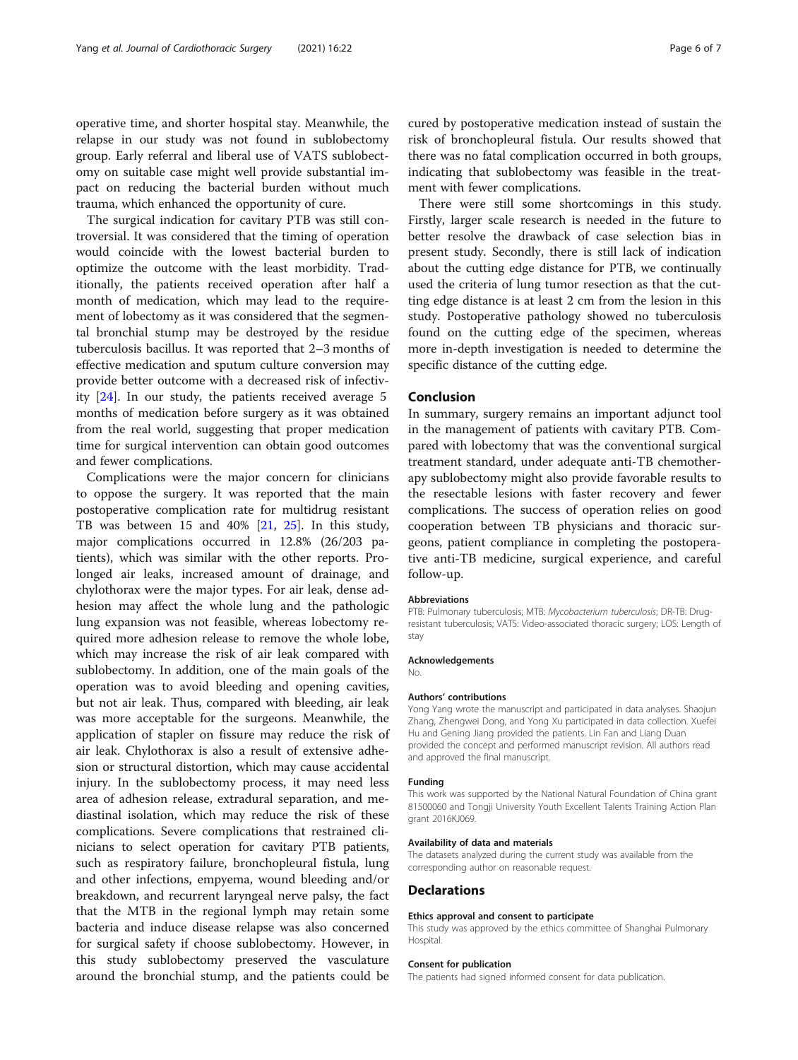operative time, and shorter hospital stay. Meanwhile, the relapse in our study was not found in sublobectomy group. Early referral and liberal use of VATS sublobectomy on suitable case might well provide substantial impact on reducing the bacterial burden without much trauma, which enhanced the opportunity of cure.

The surgical indication for cavitary PTB was still controversial. It was considered that the timing of operation would coincide with the lowest bacterial burden to optimize the outcome with the least morbidity. Traditionally, the patients received operation after half a month of medication, which may lead to the requirement of lobectomy as it was considered that the segmental bronchial stump may be destroyed by the residue tuberculosis bacillus. It was reported that 2–3 months of effective medication and sputum culture conversion may provide better outcome with a decreased risk of infectivity [24]. In our study, the patients received average 5 months of medication before surgery as it was obtained from the real world, suggesting that proper medication time for surgical intervention can obtain good outcomes and fewer complications.

Complications were the major concern for clinicians to oppose the surgery. It was reported that the main postoperative complication rate for multidrug resistant TB was between 15 and 40% [21, 25]. In this study, major complications occurred in 12.8% (26/203 patients), which was similar with the other reports. Prolonged air leaks, increased amount of drainage, and chylothorax were the major types. For air leak, dense adhesion may affect the whole lung and the pathologic lung expansion was not feasible, whereas lobectomy required more adhesion release to remove the whole lobe, which may increase the risk of air leak compared with sublobectomy. In addition, one of the main goals of the operation was to avoid bleeding and opening cavities, but not air leak. Thus, compared with bleeding, air leak was more acceptable for the surgeons. Meanwhile, the application of stapler on fissure may reduce the risk of air leak. Chylothorax is also a result of extensive adhesion or structural distortion, which may cause accidental injury. In the sublobectomy process, it may need less area of adhesion release, extradural separation, and mediastinal isolation, which may reduce the risk of these complications. Severe complications that restrained clinicians to select operation for cavitary PTB patients, such as respiratory failure, bronchopleural fistula, lung and other infections, empyema, wound bleeding and/or breakdown, and recurrent laryngeal nerve palsy, the fact that the MTB in the regional lymph may retain some bacteria and induce disease relapse was also concerned for surgical safety if choose sublobectomy. However, in this study sublobectomy preserved the vasculature around the bronchial stump, and the patients could be cured by postoperative medication instead of sustain the risk of bronchopleural fistula. Our results showed that there was no fatal complication occurred in both groups, indicating that sublobectomy was feasible in the treatment with fewer complications.

There were still some shortcomings in this study. Firstly, larger scale research is needed in the future to better resolve the drawback of case selection bias in present study. Secondly, there is still lack of indication about the cutting edge distance for PTB, we continually used the criteria of lung tumor resection as that the cutting edge distance is at least 2 cm from the lesion in this study. Postoperative pathology showed no tuberculosis found on the cutting edge of the specimen, whereas more in-depth investigation is needed to determine the specific distance of the cutting edge.

## Conclusion

In summary, surgery remains an important adjunct tool in the management of patients with cavitary PTB. Compared with lobectomy that was the conventional surgical treatment standard, under adequate anti-TB chemotherapy sublobectomy might also provide favorable results to the resectable lesions with faster recovery and fewer complications. The success of operation relies on good cooperation between TB physicians and thoracic surgeons, patient compliance in completing the postoperative anti-TB medicine, surgical experience, and careful follow-up.

#### Abbreviations

PTB: Pulmonary tuberculosis; MTB: *Mycobacterium tuberculosis*; DR-TB: Drug-resistant tuberculosis; VATS: Video-associated thoracic surgery; LOS: Length of stay

#### Acknowledgements

No.

#### Authors' contributions

Yong Yang wrote the manuscript and participated in data analyses. Shaojun Zhang, Zhengwei Dong, and Yong Xu participated in data collection. Xuefei Hu and Gening Jiang provided the patients. Lin Fan and Liang Duan provided the concept and performed manuscript revision. All authors read and approved the final manuscript.

#### Funding

This work was supported by the National Natural Foundation of China grant 81500060 and Tongji University Youth Excellent Talents Training Action Plan grant 2016KJ069.

#### Availability of data and materials

The datasets analyzed during the current study was available from the corresponding author on reasonable request.

## Declarations

#### Ethics approval and consent to participate

This study was approved by the ethics committee of Shanghai Pulmonary Hospital.

#### Consent for publication

The patients had signed informed consent for data publication.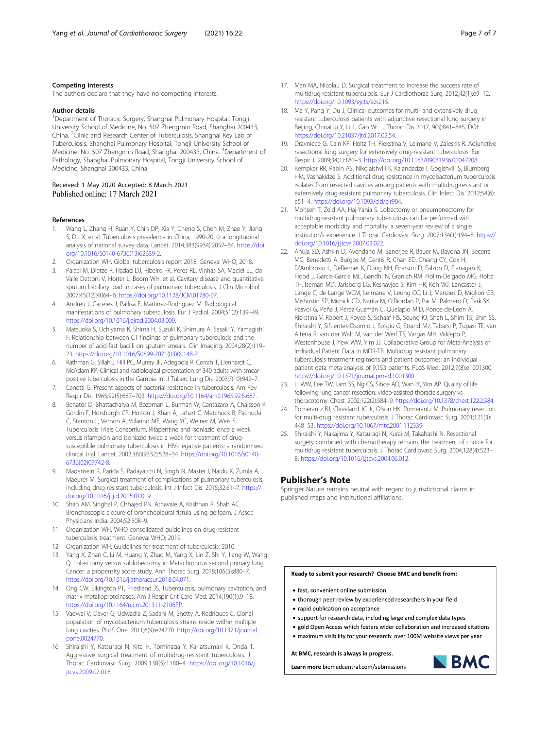### Competing interests

The authors declare that they have no competing interests.

### Author details

[1]Department of Thoracic Surgery, Shanghai Pulmonary Hospital, Tongji University School of Medicine, No. 507 Zhengmin Road, Shanghai 200433, China. [2]Clinic and Research Center of Tuberculosis, Shanghai Key Lab of Tuberculosis, Shanghai Pulmonary Hospital, Tongji University School of Medicine, No. 507 Zhengmin Road, Shanghai 200433, China. [3]Department of Pathology, Shanghai Pulmonary Hospital, Tongji University School of Medicine, Shanghai 200433, China.

Received: 1 May 2020 Accepted: 8 March 2021
Published online: 17 March 2021

### References

1. Wang L, Zhang H, Ruan Y, Chin DP, Xia Y, Cheng S, Chen M, Zhao Y, Jiang S, Du X, et al. Tuberculosis prevalence in China, 1990-2010; a longitudinal analysis of national survey data. Lancet. 2014;383(9934):2057–64. https://doi.org/10.1016/S0140-6736(13)62639-2.
2. Organization WH. Global tuberculosis report 2018. Geneva: WHO; 2018.
3. Palaci M, Dietze R, Hadad DJ, Ribeiro FK, Peres RL, Vinhas SA, Maciel EL, do Valle Dettoni V, Horter L, Boom WH, et al. Cavitary disease and quantitative sputum bacillary load in cases of pulmonary tuberculosis. J Clin Microbiol. 2007;45(12):4064–6. https://doi.org/10.1128/JCM.01780-07.
4. Andreu J, Caceres J, Pallisa E, Martinez-Rodriguez M. Radiological manifestations of pulmonary tuberculosis. Eur J Radiol. 2004;51(2):139–49. https://doi.org/10.1016/j.ejrad.2004.03.009.
5. Matsuoka S, Uchiyama K, Shima H, Suzuki K, Shimura A, Sasaki Y, Yamagishi F. Relationship between CT findings of pulmonary tuberculosis and the number of acid-fast bacilli on sputum smears. Clin Imaging. 2004;28(2):119–23. https://doi.org/10.1016/S0899-7071(03)00148-7.
6. Rathman G, Sillah J, Hill PC, Murray JF, Adegbola R, Corrah T, Lienhardt C, McAdam KP. Clinical and radiological presentation of 340 adults with smear-positive tuberculosis in the Gambia. Int J Tuberc Lung Dis. 2003;7(10):942–7.
7. Canetti G. Present aspects of bacterial resistance in tuberculosis. Am Rev Respir Dis. 1965;92(5):687–703. https://doi.org/10.1164/arrd.1965.92.5.687.
8. Benator D, Bhattacharya M, Bozeman L, Burman W, Cantazaro A, Chaisson R, Gordin F, Horsburgh CR, Horton J, Khan A, Lahart C, Metchock B, Pachucki C, Stanton L, Vernon A, Villarino ME, Wang YC, Weiner M, Weis S, Tuberculosis Trials Consortium. Rifapentine and isoniazid once a week versus rifampicin and isoniazid twice a week for treatment of drug-susceptible pulmonary tuberculosis in HIV-negative patients: a randomised clinical trial. Lancet. 2002;360(9332):528–34. https://doi.org/10.1016/s0140-6736(02)09742-8.
9. Madansein R, Parida S, Padayatchi N, Singh N, Master I, Naidu K, Zumla A, Maeurer M. Surgical treatment of complications of pulmonary tuberculosis, including drug-resistant tuberculosis. Int J Infect Dis. 2015;32:61–7. https://doi.org/10.1016/j.ijid.2015.01.019.
10. Shah AM, Singhal P, Chhajed PN, Athavale A, Krishnan R, Shah AC. Bronchoscopic closure of bronchopleural fistula using gelfoam. J Assoc Physicians India. 2004;52:508–9.
11. Organization WH. WHO consolidated guidelines on drug-resistant tuberculosis treatment. Geneva: WHO; 2019.
12. Organization WH: Guidelines for treatment of tuberculosis; 2010.
13. Yang X, Zhan C, Li M, Huang Y, Zhao M, Yang X, Lin Z, Shi Y, Jiang W, Wang Q. Lobectomy versus sublobectomy in Metachronous second primary lung Cancer: a propensity score study. Ann Thorac Surg. 2018;106(3):880–7. https://doi.org/10.1016/j.athoracsur.2018.04.071.
14. Ong CW, Elkington PT, Friedland JS. Tuberculosis, pulmonary cavitation, and matrix metalloproteinases. Am J Respir Crit Care Med. 2014;190(1):9–18. https://doi.org/10.1164/rccm.201311-2106PP.
15. Vadwai V, Daver G, Udwadia Z, Sadani M, Shetty A, Rodrigues C. Clonal population of mycobacterium tuberculosis strains reside within multiple lung cavities. PLoS One. 2011;6(9):e24770. https://doi.org/10.1371/journal.pone.0024770.
16. Shiraishi Y, Katsuragi N, Kita H, Tominaga Y, Kariatsumari K, Onda T. Aggressive surgical treatment of multidrug-resistant tuberculosis. J Thorac Cardiovasc Surg. 2009;138(5):1180–4. https://doi.org/10.1016/j.jtcvs.2009.07.018.
17. Man MA, Nicolau D. Surgical treatment to increase the success rate of multidrug-resistant tuberculosis. Eur J Cardiothorac Surg. 2012;42(1):e9–12. https://doi.org/10.1093/ejcts/ezs215.
18. Ma Y, Pang Y, Du J, Clinical outcomes for multi- and extensively drug resistant tuberculosis patients with adjunctive resectional lung surgery in Beijing, ChinaLiu Y, Li L, Gao W: . J Thorac Dis 2017, 9(3):841–845, DOI: https://doi.org/10.21037/jtd.2017.02.54.
19. Dravniece G, Cain KP, Holtz TH, Riekstina V, Leimane V, Zaleskis R. Adjunctive resectional lung surgery for extensively drug-resistant tuberculosis. Eur Respir J. 2009;34(1):180–3. https://doi.org/10.1183/09031936.00047208.
20. Kempker RR, Rabin AS, Nikolaishvili K, Kalandadze I, Gogishvili S, Blumberg HM, Vashakidze S. Additional drug resistance in mycobacterium tuberculosis isolates from resected cavities among patients with multidrug-resistant or extensively drug-resistant pulmonary tuberculosis. Clin Infect Dis. 2012;54(6):e51–4. https://doi.org/10.1093/cid/cir904.
21. Mohsen T, Zeid AA, Haj-Yahia S. Lobectomy or pneumonectomy for multidrug-resistant pulmonary tuberculosis can be performed with acceptable morbidity and mortality: a seven-year review of a single institution's experience. J Thorac Cardiovasc Surg. 2007;134(1):194–8. https://doi.org/10.1016/j.jtcvs.2007.03.022.
22. Ahuja SD, Ashkin D, Avendano M, Banerjee R, Bauer M, Bayona JN, Becerra MC, Benedetti A, Burgos M, Centis R, Chan ED, Chiang CY, Cox H, D'Ambrosio L, DeRiemer K, Dung NH, Enarson D, Falzon D, Flanagan K, Flood J, Garcia-Garcia ML, Gandhi N, Granich RM, Hollm-Delgado MG, Holtz TH, Iseman MD, Jarlsberg LG, Keshavjee S, Kim HR, Koh WJ, Lancaster J, Lange C, de Lange WCM, Leimane V, Leung CC, Li J, Menzies D, Migliori GB, Mishustin SP, Mitnick CD, Narita M, O'Riordan P, Pai M, Palmero D, Park SK, Pasvol G, Peña J, Pérez-Guzmán C, Quelapio MID, Ponce-de-Leon A, Riekstina V, Robert J, Royce S, Schaaf HS, Seung KJ, Shah L, Shim TS, Shin SS, Shiraishi Y, Sifuentes-Osornio J, Sotgiu G, Strand MJ, Tabarsi P, Tupasi TE, van Altena R, van der Walt M, van der Werf TS, Vargas MH, Viiklepp P, Westenhouse J, Yew WW, Yim JJ, Collaborative Group for Meta-Analysis of Individual Patient Data in MDR-TB. Multidrug resistant pulmonary tuberculosis treatment regimens and patient outcomes: an individual patient data meta-analysis of 9,153 patients. PLoS Med. 2012;9(8):e1001300. https://doi.org/10.1371/journal.pmed.1001300.
23. Li WW, Lee TW, Lam SS, Ng CS, Sihoe AD, Wan IY, Yim AP. Quality of life following lung cancer resection: video-assisted thoracic surgery vs thoracotomy. Chest. 2002;122(2):584–9. https://doi.org/10.1378/chest.122.2.584.
24. Pomerantz BJ, Cleveland JC Jr, Olson HK, Pomerantz M. Pulmonary resection for multi-drug resistant tuberculosis. J Thorac Cardiovasc Surg. 2001;121(3):448–53. https://doi.org/10.1067/mtc.2001.112339.
25. Shiraishi Y, Nakajima Y, Katsuragi N, Kurai M, Takahashi N. Resectional surgery combined with chemotherapy remains the treatment of choice for multidrug-resistant tuberculosis. J Thorac Cardiovasc Surg. 2004;128(4):523–8. https://doi.org/10.1016/j.jtcvs.2004.06.012.

## Publisher's Note

Springer Nature remains neutral with regard to jurisdictional claims in published maps and institutional affiliations.

**Ready to submit your research? Choose BMC and benefit from:**

- fast, convenient online submission
- thorough peer review by experienced researchers in your field
- rapid publication on acceptance
- support for research data, including large and complex data types
- gold Open Access which fosters wider collaboration and increased citations
- maximum visibility for your research: over 100M website views per year

**At BMC, research is always in progress.**

**Learn more** biomedcentral.com/submissions

BMC